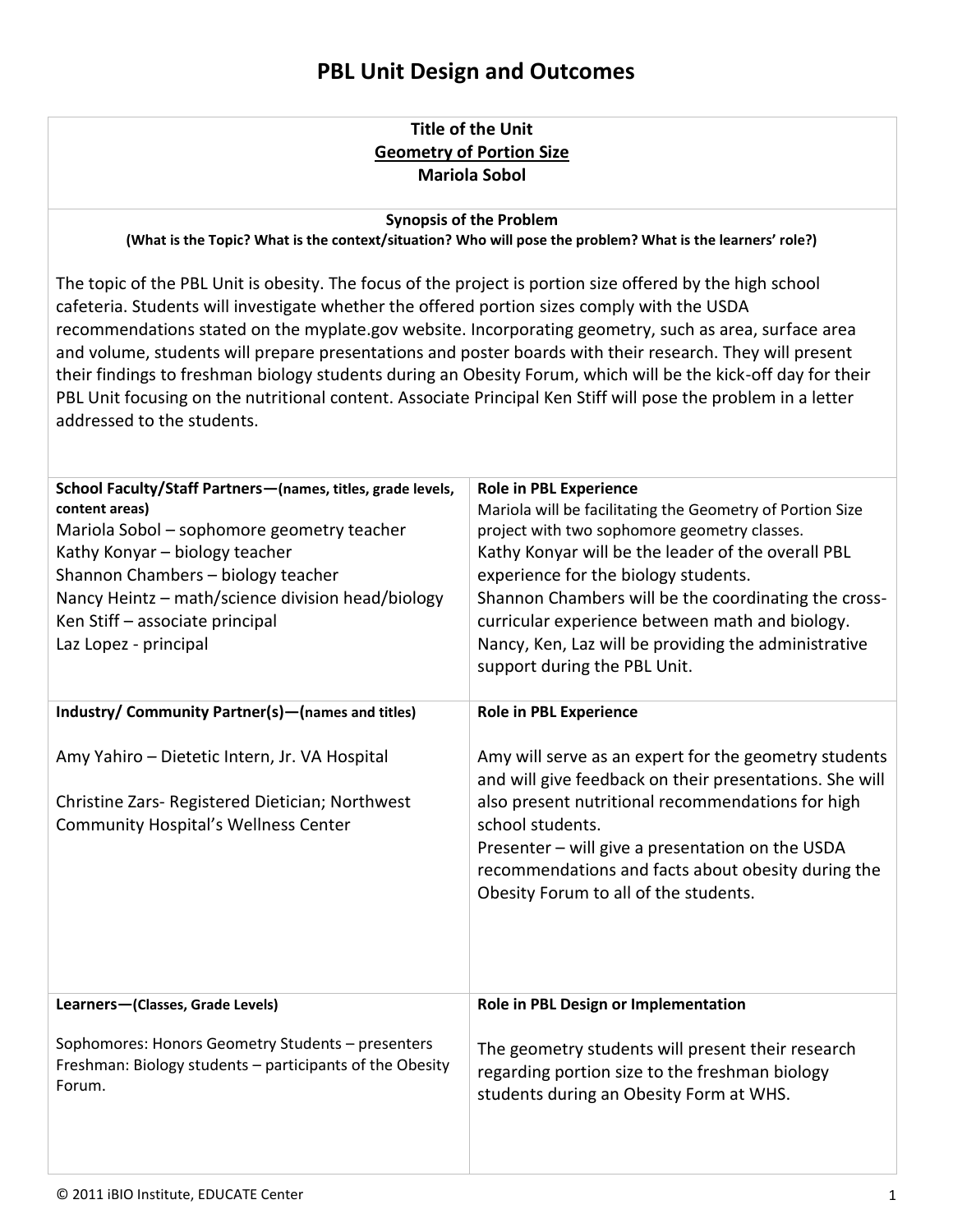# PBL Unit Design and Outcomes

**Title of the Unit**
**Geometry of Portion Size**
**Mariola Sobol**

**Synopsis of the Problem**
**(What is the Topic? What is the context/situation? Who will pose the problem? What is the learners' role?)**

The topic of the PBL Unit is obesity. The focus of the project is portion size offered by the high school cafeteria. Students will investigate whether the offered portion sizes comply with the USDA recommendations stated on the myplate.gov website. Incorporating geometry, such as area, surface area and volume, students will prepare presentations and poster boards with their research. They will present their findings to freshman biology students during an Obesity Forum, which will be the kick-off day for their PBL Unit focusing on the nutritional content. Associate Principal Ken Stiff will pose the problem in a letter addressed to the students.

| **School Faculty/Staff Partners—(names, titles, grade levels, content areas)** | **Role in PBL Experience** |
|---|---|
| Mariola Sobol – sophomore geometry teacher<br>Kathy Konyar – biology teacher<br>Shannon Chambers – biology teacher<br>Nancy Heintz – math/science division head/biology<br>Ken Stiff – associate principal<br>Laz Lopez - principal | Mariola will be facilitating the Geometry of Portion Size project with two sophomore geometry classes.<br>Kathy Konyar will be the leader of the overall PBL experience for the biology students.<br>Shannon Chambers will be the coordinating the cross-curricular experience between math and biology.<br>Nancy, Ken, Laz will be providing the administrative support during the PBL Unit. |

| **Industry/ Community Partner(s)—(names and titles)** | **Role in PBL Experience** |
|---|---|
| Amy Yahiro – Dietetic Intern, Jr. VA Hospital<br><br>Christine Zars- Registered Dietician; Northwest Community Hospital's Wellness Center | Amy will serve as an expert for the geometry students and will give feedback on their presentations. She will also present nutritional recommendations for high school students.<br>Presenter – will give a presentation on the USDA recommendations and facts about obesity during the Obesity Forum to all of the students. |

| **Learners—(Classes, Grade Levels)** | **Role in PBL Design or Implementation** |
|---|---|
| Sophomores: Honors Geometry Students – presenters<br>Freshman: Biology students – participants of the Obesity Forum. | The geometry students will present their research regarding portion size to the freshman biology students during an Obesity Form at WHS. |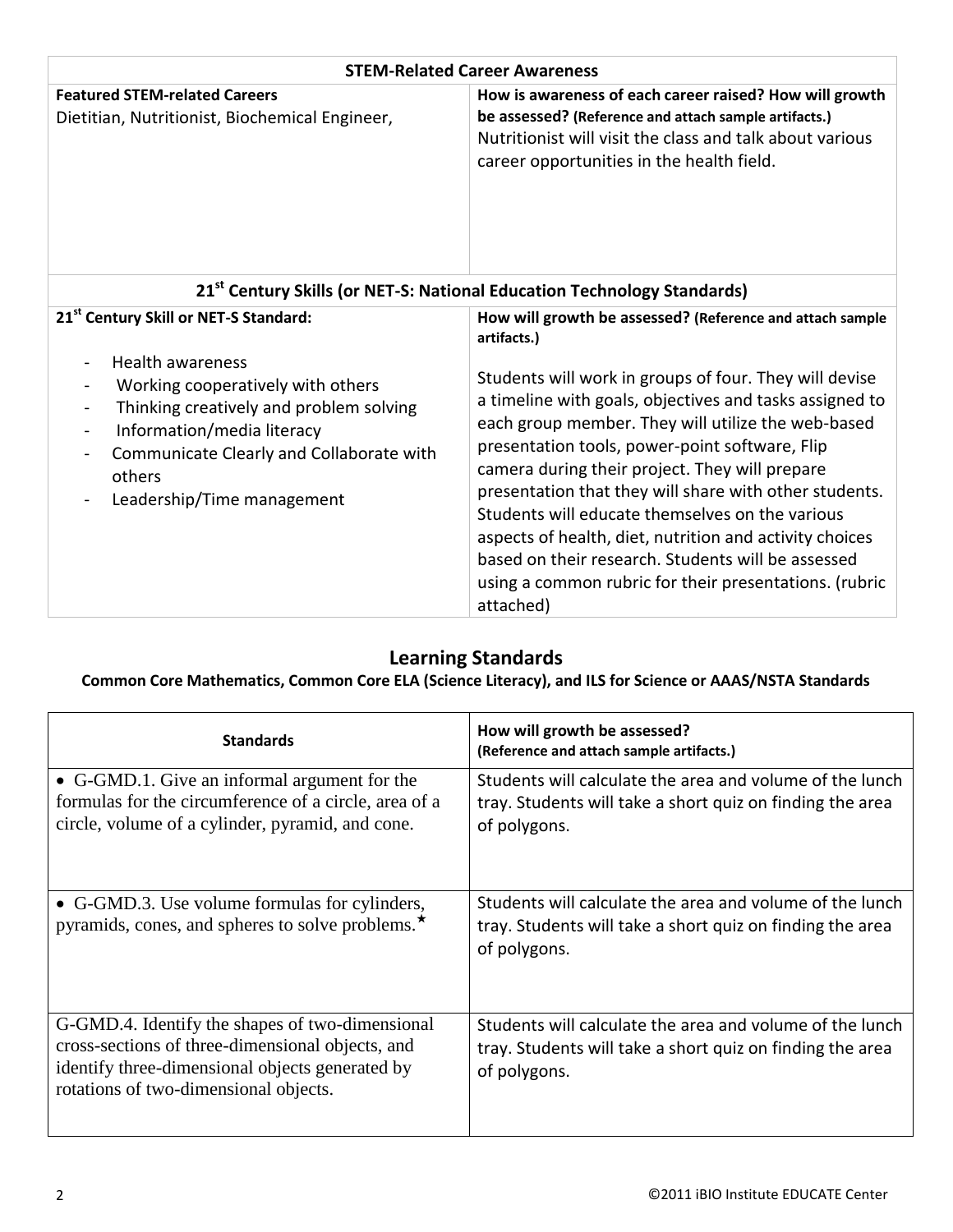| STEM-Related Career Awareness | |
|---|---|
| **Featured STEM-related Careers**<br>Dietitian, Nutritionist, Biochemical Engineer, | **How is awareness of each career raised? How will growth be assessed? (Reference and attach sample artifacts.)**<br>Nutritionist will visit the class and talk about various career opportunities in the health field. |

| 21st Century Skills (or NET-S: National Education Technology Standards) | |
|---|---|
| **21st Century Skill or NET-S Standard:**<br>- Health awareness<br>- Working cooperatively with others<br>- Thinking creatively and problem solving<br>- Information/media literacy<br>- Communicate Clearly and Collaborate with others<br>- Leadership/Time management | **How will growth be assessed? (Reference and attach sample artifacts.)**<br>Students will work in groups of four. They will devise a timeline with goals, objectives and tasks assigned to each group member. They will utilize the web-based presentation tools, power-point software, Flip camera during their project. They will prepare presentation that they will share with other students. Students will educate themselves on the various aspects of health, diet, nutrition and activity choices based on their research. Students will be assessed using a common rubric for their presentations. (rubric attached) |

## Learning Standards

**Common Core Mathematics, Common Core ELA (Science Literacy), and ILS for Science or AAAS/NSTA Standards**

| Standards | How will growth be assessed? (Reference and attach sample artifacts.) |
|---|---|
| • G-GMD.1. Give an informal argument for the formulas for the circumference of a circle, area of a circle, volume of a cylinder, pyramid, and cone. | Students will calculate the area and volume of the lunch tray. Students will take a short quiz on finding the area of polygons. |
| • G-GMD.3. Use volume formulas for cylinders, pyramids, cones, and spheres to solve problems.★ | Students will calculate the area and volume of the lunch tray. Students will take a short quiz on finding the area of polygons. |
| G-GMD.4. Identify the shapes of two-dimensional cross-sections of three-dimensional objects, and identify three-dimensional objects generated by rotations of two-dimensional objects. | Students will calculate the area and volume of the lunch tray. Students will take a short quiz on finding the area of polygons. |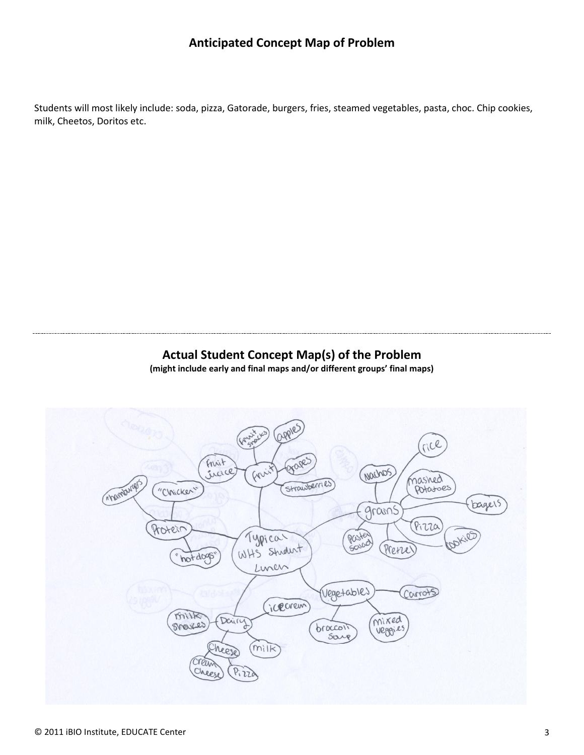## Anticipated Concept Map of Problem

Students will most likely include: soda, pizza, Gatorade, burgers, fries, steamed vegetables, pasta, choc. Chip cookies, milk, Cheetos, Doritos etc.

---

## Actual Student Concept Map(s) of the Problem

**(might include early and final maps and/or different groups' final maps)**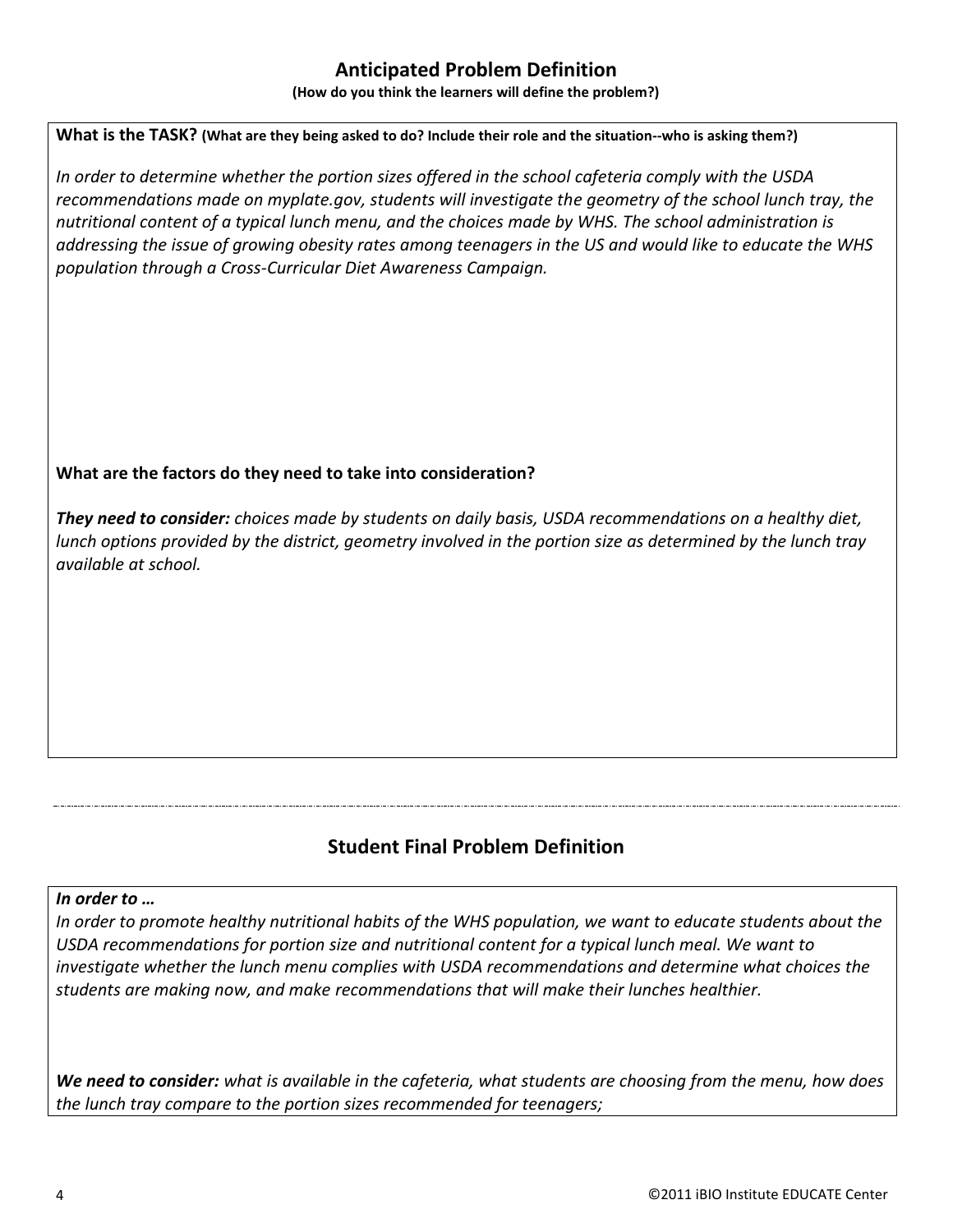## Anticipated Problem Definition

**(How do you think the learners will define the problem?)**

**What is the TASK? (What are they being asked to do? Include their role and the situation--who is asking them?)**

*In order to determine whether the portion sizes offered in the school cafeteria comply with the USDA recommendations made on myplate.gov, students will investigate the geometry of the school lunch tray, the nutritional content of a typical lunch menu, and the choices made by WHS. The school administration is addressing the issue of growing obesity rates among teenagers in the US and would like to educate the WHS population through a Cross-Curricular Diet Awareness Campaign.*

**What are the factors do they need to take into consideration?**

***They need to consider:*** *choices made by students on daily basis, USDA recommendations on a healthy diet, lunch options provided by the district, geometry involved in the portion size as determined by the lunch tray available at school.*

---

## Student Final Problem Definition

***In order to …***

*In order to promote healthy nutritional habits of the WHS population, we want to educate students about the USDA recommendations for portion size and nutritional content for a typical lunch meal. We want to investigate whether the lunch menu complies with USDA recommendations and determine what choices the students are making now, and make recommendations that will make their lunches healthier.*

***We need to consider:*** *what is available in the cafeteria, what students are choosing from the menu, how does the lunch tray compare to the portion sizes recommended for teenagers;*

©2011 iBIO Institute EDUCATE Center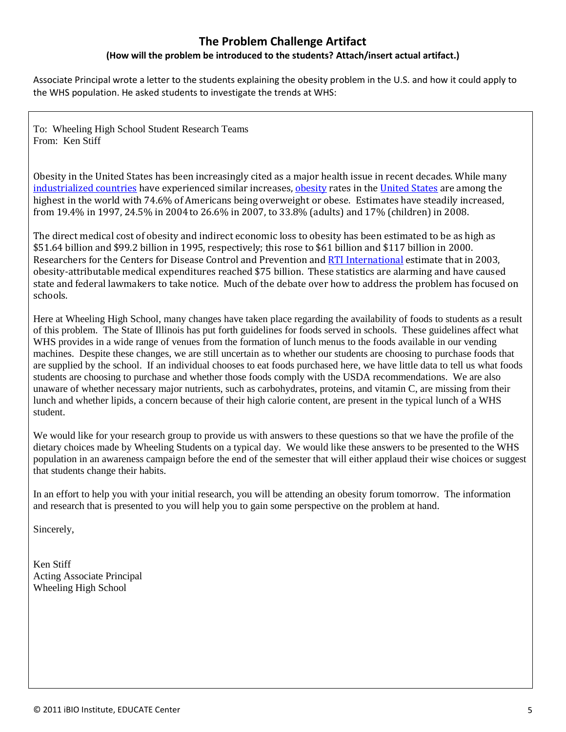## The Problem Challenge Artifact

**(How will the problem be introduced to the students? Attach/insert actual artifact.)**

Associate Principal wrote a letter to the students explaining the obesity problem in the U.S. and how it could apply to the WHS population. He asked students to investigate the trends at WHS:

To: Wheeling High School Student Research Teams
From: Ken Stiff

Obesity in the United States has been increasingly cited as a major health issue in recent decades. While many industrialized countries have experienced similar increases, obesity rates in the United States are among the highest in the world with 74.6% of Americans being overweight or obese. Estimates have steadily increased, from 19.4% in 1997, 24.5% in 2004 to 26.6% in 2007, to 33.8% (adults) and 17% (children) in 2008.

The direct medical cost of obesity and indirect economic loss to obesity has been estimated to be as high as $51.64 billion and $99.2 billion in 1995, respectively; this rose to $61 billion and $117 billion in 2000. Researchers for the Centers for Disease Control and Prevention and RTI International estimate that in 2003, obesity-attributable medical expenditures reached $75 billion. These statistics are alarming and have caused state and federal lawmakers to take notice. Much of the debate over how to address the problem has focused on schools.

Here at Wheeling High School, many changes have taken place regarding the availability of foods to students as a result of this problem. The State of Illinois has put forth guidelines for foods served in schools. These guidelines affect what WHS provides in a wide range of venues from the formation of lunch menus to the foods available in our vending machines. Despite these changes, we are still uncertain as to whether our students are choosing to purchase foods that are supplied by the school. If an individual chooses to eat foods purchased here, we have little data to tell us what foods students are choosing to purchase and whether those foods comply with the USDA recommendations. We are also unaware of whether necessary major nutrients, such as carbohydrates, proteins, and vitamin C, are missing from their lunch and whether lipids, a concern because of their high calorie content, are present in the typical lunch of a WHS student.

We would like for your research group to provide us with answers to these questions so that we have the profile of the dietary choices made by Wheeling Students on a typical day. We would like these answers to be presented to the WHS population in an awareness campaign before the end of the semester that will either applaud their wise choices or suggest that students change their habits.

In an effort to help you with your initial research, you will be attending an obesity forum tomorrow. The information and research that is presented to you will help you to gain some perspective on the problem at hand.

Sincerely,

Ken Stiff
Acting Associate Principal
Wheeling High School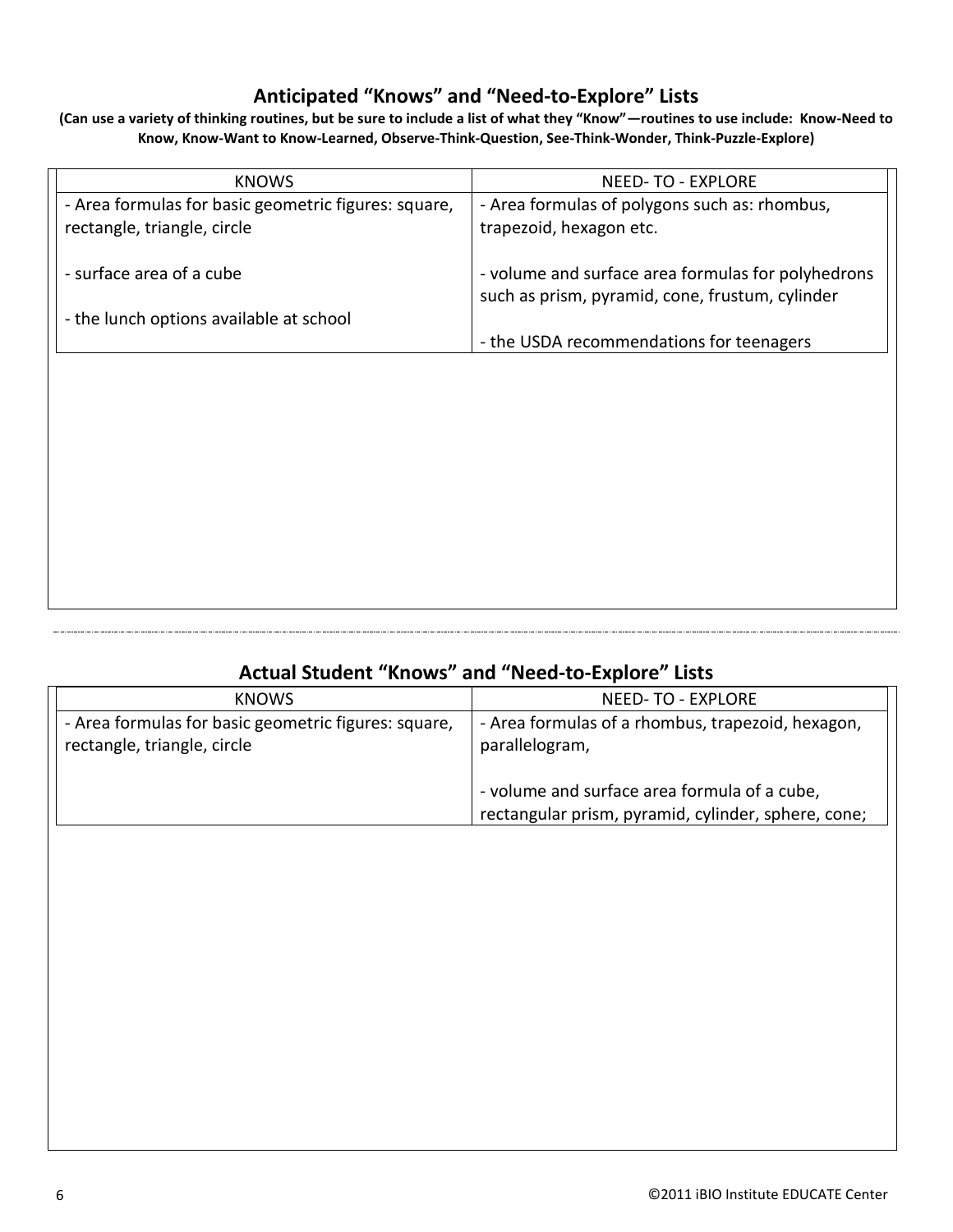## Anticipated "Knows" and "Need-to-Explore" Lists

**(Can use a variety of thinking routines, but be sure to include a list of what they "Know"—routines to use include: Know-Need to Know, Know-Want to Know-Learned, Observe-Think-Question, See-Think-Wonder, Think-Puzzle-Explore)**

| KNOWS | NEED- TO - EXPLORE |
|---|---|
| - Area formulas for basic geometric figures: square, rectangle, triangle, circle<br><br>- surface area of a cube<br><br>- the lunch options available at school | - Area formulas of polygons such as: rhombus, trapezoid, hexagon etc.<br><br>- volume and surface area formulas for polyhedrons such as prism, pyramid, cone, frustum, cylinder<br><br>- the USDA recommendations for teenagers |

## Actual Student "Knows" and "Need-to-Explore" Lists

| KNOWS | NEED- TO - EXPLORE |
|---|---|
| - Area formulas for basic geometric figures: square, rectangle, triangle, circle | - Area formulas of a rhombus, trapezoid, hexagon, parallelogram,<br><br>- volume and surface area formula of a cube, rectangular prism, pyramid, cylinder, sphere, cone; |

©2011 iBIO Institute EDUCATE Center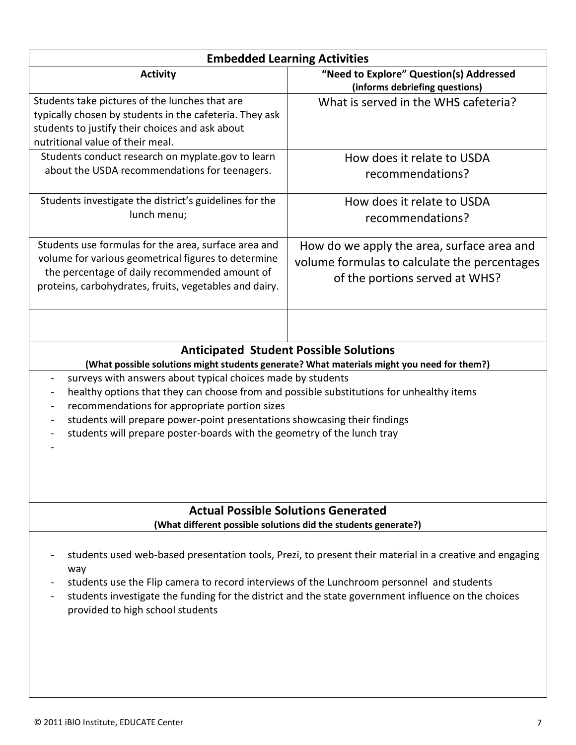| Embedded Learning Activities | |
|---|---|
| **Activity** | **"Need to Explore" Question(s) Addressed (informs debriefing questions)** |
| Students take pictures of the lunches that are typically chosen by students in the cafeteria. They ask students to justify their choices and ask about nutritional value of their meal. | What is served in the WHS cafeteria? |
| Students conduct research on myplate.gov to learn about the USDA recommendations for teenagers. | How does it relate to USDA recommendations? |
| Students investigate the district's guidelines for the lunch menu; | How does it relate to USDA recommendations? |
| Students use formulas for the area, surface area and volume for various geometrical figures to determine the percentage of daily recommended amount of proteins, carbohydrates, fruits, vegetables and dairy. | How do we apply the area, surface area and volume formulas to calculate the percentages of the portions served at WHS? |
| | |

## Anticipated Student Possible Solutions

**(What possible solutions might students generate? What materials might you need for them?)**

- surveys with answers about typical choices made by students
- healthy options that they can choose from and possible substitutions for unhealthy items
- recommendations for appropriate portion sizes
- students will prepare power-point presentations showcasing their findings
- students will prepare poster-boards with the geometry of the lunch tray
-

## Actual Possible Solutions Generated

**(What different possible solutions did the students generate?)**

- students used web-based presentation tools, Prezi, to present their material in a creative and engaging way
- students use the Flip camera to record interviews of the Lunchroom personnel and students
- students investigate the funding for the district and the state government influence on the choices provided to high school students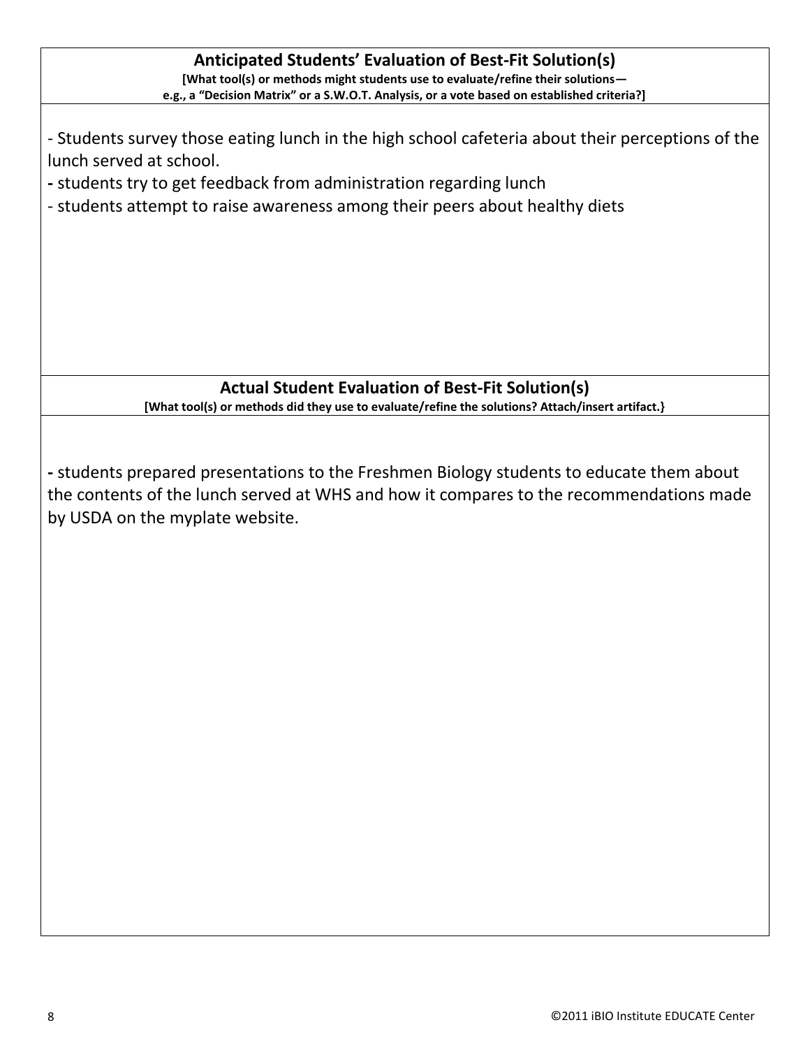## Anticipated Students' Evaluation of Best-Fit Solution(s)

**[What tool(s) or methods might students use to evaluate/refine their solutions— e.g., a "Decision Matrix" or a S.W.O.T. Analysis, or a vote based on established criteria?]**

- Students survey those eating lunch in the high school cafeteria about their perceptions of the lunch served at school.
- students try to get feedback from administration regarding lunch
- students attempt to raise awareness among their peers about healthy diets

## Actual Student Evaluation of Best-Fit Solution(s)

**[What tool(s) or methods did they use to evaluate/refine the solutions? Attach/insert artifact.}**

- students prepared presentations to the Freshmen Biology students to educate them about the contents of the lunch served at WHS and how it compares to the recommendations made by USDA on the myplate website.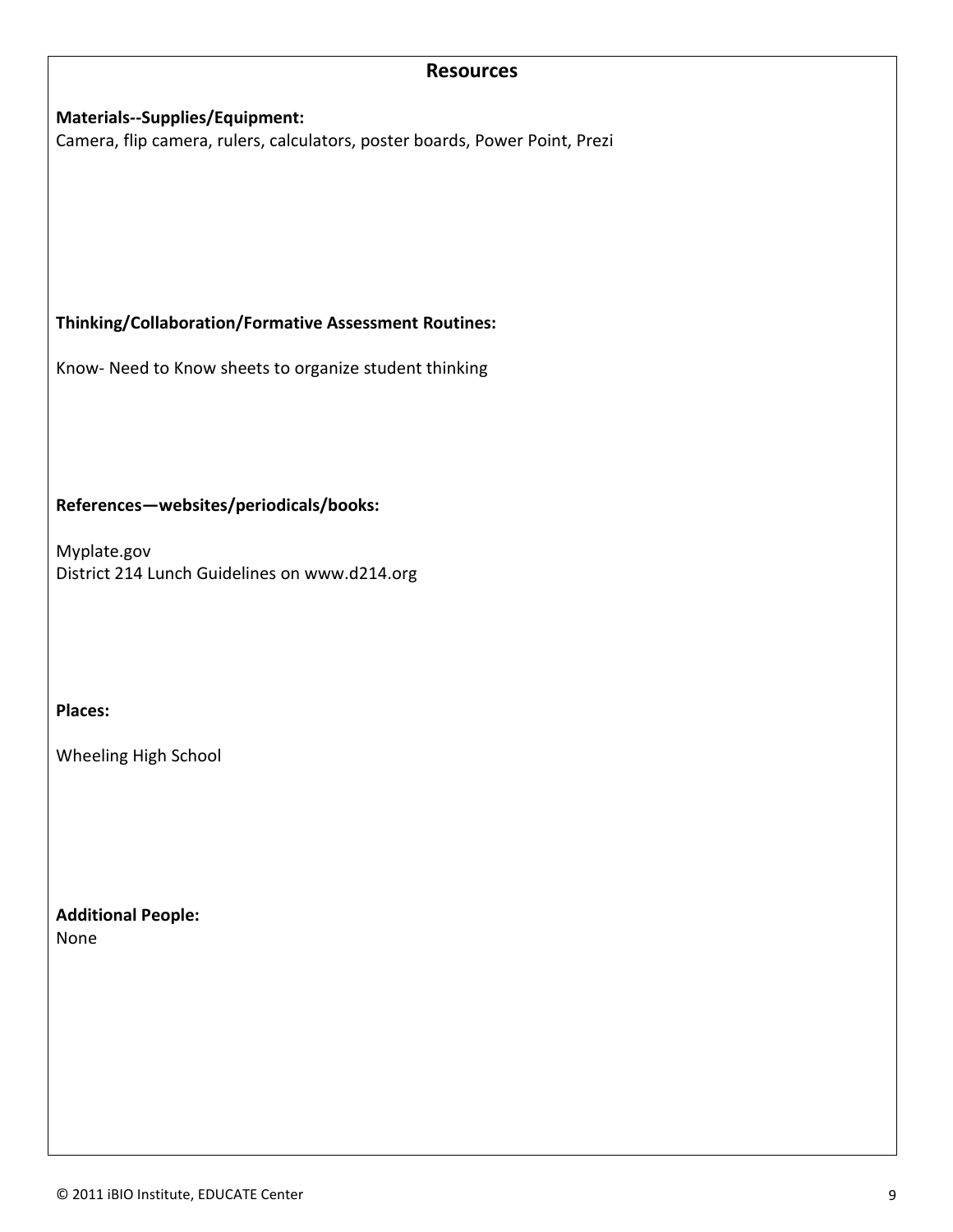## Resources

**Materials--Supplies/Equipment:**
Camera, flip camera, rulers, calculators, poster boards, Power Point, Prezi

**Thinking/Collaboration/Formative Assessment Routines:**

Know- Need to Know sheets to organize student thinking

**References—websites/periodicals/books:**

Myplate.gov
District 214 Lunch Guidelines on www.d214.org

**Places:**

Wheeling High School

**Additional People:**
None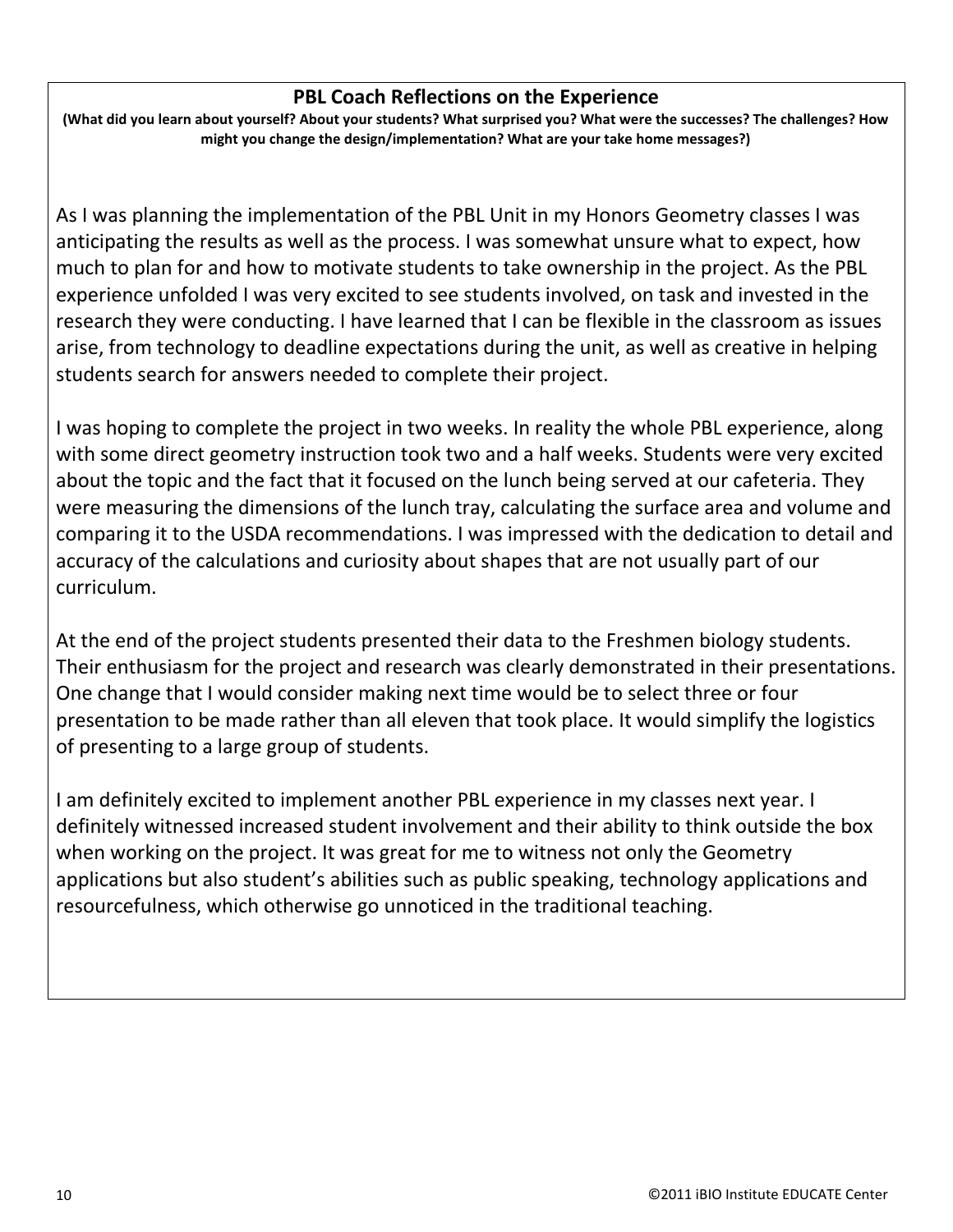## PBL Coach Reflections on the Experience

**(What did you learn about yourself? About your students? What surprised you? What were the successes? The challenges? How might you change the design/implementation? What are your take home messages?)**

As I was planning the implementation of the PBL Unit in my Honors Geometry classes I was anticipating the results as well as the process. I was somewhat unsure what to expect, how much to plan for and how to motivate students to take ownership in the project. As the PBL experience unfolded I was very excited to see students involved, on task and invested in the research they were conducting. I have learned that I can be flexible in the classroom as issues arise, from technology to deadline expectations during the unit, as well as creative in helping students search for answers needed to complete their project.

I was hoping to complete the project in two weeks. In reality the whole PBL experience, along with some direct geometry instruction took two and a half weeks. Students were very excited about the topic and the fact that it focused on the lunch being served at our cafeteria. They were measuring the dimensions of the lunch tray, calculating the surface area and volume and comparing it to the USDA recommendations. I was impressed with the dedication to detail and accuracy of the calculations and curiosity about shapes that are not usually part of our curriculum.

At the end of the project students presented their data to the Freshmen biology students. Their enthusiasm for the project and research was clearly demonstrated in their presentations. One change that I would consider making next time would be to select three or four presentation to be made rather than all eleven that took place. It would simplify the logistics of presenting to a large group of students.

I am definitely excited to implement another PBL experience in my classes next year. I definitely witnessed increased student involvement and their ability to think outside the box when working on the project. It was great for me to witness not only the Geometry applications but also student's abilities such as public speaking, technology applications and resourcefulness, which otherwise go unnoticed in the traditional teaching.

©2011 iBIO Institute EDUCATE Center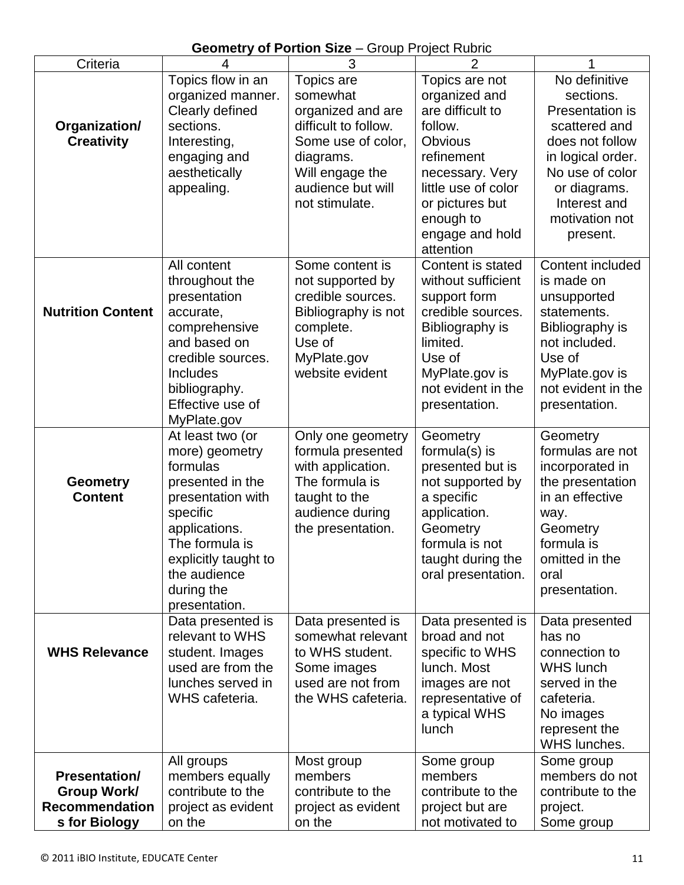**Geometry of Portion Size** – Group Project Rubric

| Criteria | 4 | 3 | 2 | 1 |
|---|---|---|---|---|
| **Organization/ Creativity** | Topics flow in an organized manner. Clearly defined sections. Interesting, engaging and aesthetically appealing. | Topics are somewhat organized and are difficult to follow. Some use of color, diagrams. Will engage the audience but will not stimulate. | Topics are not organized and are difficult to follow. Obvious refinement necessary. Very little use of color or pictures but enough to engage and hold attention | No definitive sections. Presentation is scattered and does not follow in logical order. No use of color or diagrams. Interest and motivation not present. |
| **Nutrition Content** | All content throughout the presentation accurate, comprehensive and based on credible sources. Includes bibliography. Effective use of MyPlate.gov | Some content is not supported by credible sources. Bibliography is not complete. Use of MyPlate.gov website evident | Content is stated without sufficient support form credible sources. Bibliography is limited. Use of MyPlate.gov is not evident in the presentation. | Content included is made on unsupported statements. Bibliography is not included. Use of MyPlate.gov is not evident in the presentation. |
| **Geometry Content** | At least two (or more) geometry formulas presented in the presentation with specific applications. The formula is explicitly taught to the audience during the presentation. | Only one geometry formula presented with application. The formula is taught to the audience during the presentation. | Geometry formula(s) is presented but is not supported by a specific application. Geometry formula is not taught during the oral presentation. | Geometry formulas are not incorporated in the presentation in an effective way. Geometry formula is omitted in the oral presentation. |
| **WHS Relevance** | Data presented is relevant to WHS student. Images used are from the lunches served in WHS cafeteria. | Data presented is somewhat relevant to WHS student. Some images used are not from the WHS cafeteria. | Data presented is broad and not specific to WHS lunch. Most images are not representative of a typical WHS lunch | Data presented has no connection to WHS lunch served in the cafeteria. No images represent the WHS lunches. |
| **Presentation/ Group Work/ Recommendations for Biology** | All groups members equally contribute to the project as evident on the | Most group members contribute to the project as evident on the | Some group members contribute to the project but are not motivated to | Some group members do not contribute to the project. Some group |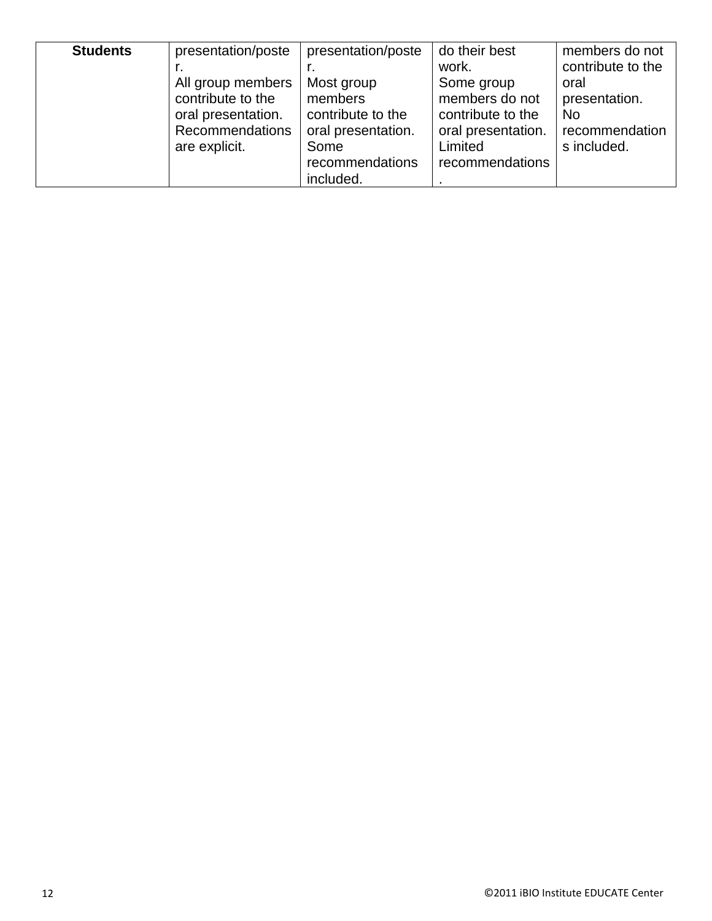| | | | | |
|---|---|---|---|---|
| **Students** | presentation/poster. All group members contribute to the oral presentation. Recommendations are explicit. | presentation/poster. Most group members contribute to the oral presentation. Some recommendations included. | do their best work. Some group members do not contribute to the oral presentation. Limited recommendations. | members do not contribute to the oral presentation. No recommendations included. |

©2011 iBIO Institute EDUCATE Center